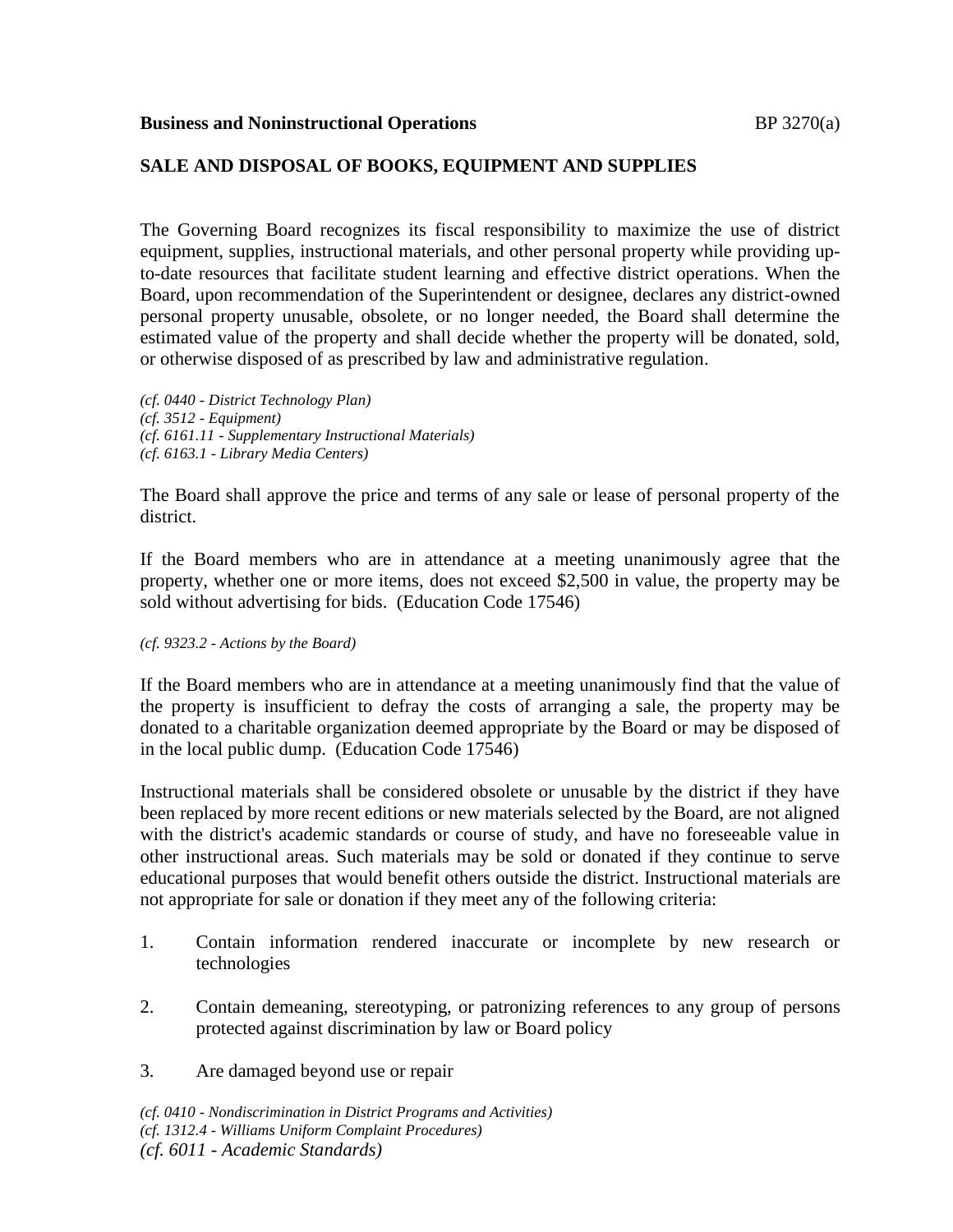**Business and Noninstructional Operations** BP 3270(a)

## SALE AND DISPOSAL OF BOOKS, EQUIPMENT AND SUPPLIES

The Governing Board recognizes its fiscal responsibility to maximize the use of district equipment, supplies, instructional materials, and other personal property while providing up-to-date resources that facilitate student learning and effective district operations. When the Board, upon recommendation of the Superintendent or designee, declares any district-owned personal property unusable, obsolete, or no longer needed, the Board shall determine the estimated value of the property and shall decide whether the property will be donated, sold, or otherwise disposed of as prescribed by law and administrative regulation.

*(cf. 0440 - District Technology Plan)*
*(cf. 3512 - Equipment)*
*(cf. 6161.11 - Supplementary Instructional Materials)*
*(cf. 6163.1 - Library Media Centers)*

The Board shall approve the price and terms of any sale or lease of personal property of the district.

If the Board members who are in attendance at a meeting unanimously agree that the property, whether one or more items, does not exceed $2,500 in value, the property may be sold without advertising for bids. (Education Code 17546)

*(cf. 9323.2 - Actions by the Board)*

If the Board members who are in attendance at a meeting unanimously find that the value of the property is insufficient to defray the costs of arranging a sale, the property may be donated to a charitable organization deemed appropriate by the Board or may be disposed of in the local public dump. (Education Code 17546)

Instructional materials shall be considered obsolete or unusable by the district if they have been replaced by more recent editions or new materials selected by the Board, are not aligned with the district's academic standards or course of study, and have no foreseeable value in other instructional areas. Such materials may be sold or donated if they continue to serve educational purposes that would benefit others outside the district. Instructional materials are not appropriate for sale or donation if they meet any of the following criteria:

1. Contain information rendered inaccurate or incomplete by new research or technologies

2. Contain demeaning, stereotyping, or patronizing references to any group of persons protected against discrimination by law or Board policy

3. Are damaged beyond use or repair

*(cf. 0410 - Nondiscrimination in District Programs and Activities)*
*(cf. 1312.4 - Williams Uniform Complaint Procedures)*
*(cf. 6011 - Academic Standards)*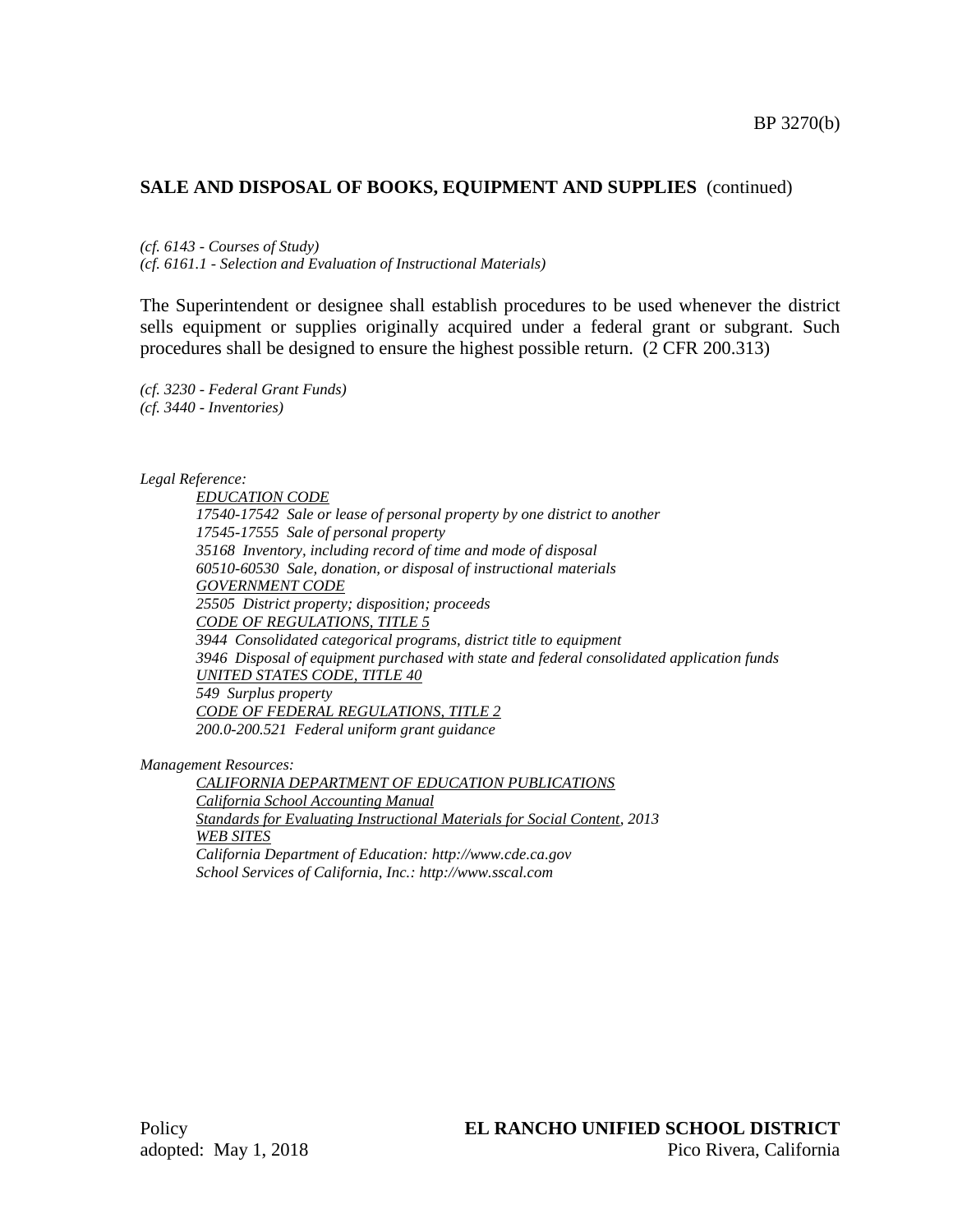## SALE AND DISPOSAL OF BOOKS, EQUIPMENT AND SUPPLIES (continued)

*(cf. 6143 - Courses of Study)*
*(cf. 6161.1 - Selection and Evaluation of Instructional Materials)*

The Superintendent or designee shall establish procedures to be used whenever the district sells equipment or supplies originally acquired under a federal grant or subgrant. Such procedures shall be designed to ensure the highest possible return. (2 CFR 200.313)

*(cf. 3230 - Federal Grant Funds)*
*(cf. 3440 - Inventories)*

*Legal Reference:*

*EDUCATION CODE*
*17540-17542 Sale or lease of personal property by one district to another*
*17545-17555 Sale of personal property*
*35168 Inventory, including record of time and mode of disposal*
*60510-60530 Sale, donation, or disposal of instructional materials*
*GOVERNMENT CODE*
*25505 District property; disposition; proceeds*
*CODE OF REGULATIONS, TITLE 5*
*3944 Consolidated categorical programs, district title to equipment*
*3946 Disposal of equipment purchased with state and federal consolidated application funds*
*UNITED STATES CODE, TITLE 40*
*549 Surplus property*
*CODE OF FEDERAL REGULATIONS, TITLE 2*
*200.0-200.521 Federal uniform grant guidance*

*Management Resources:*

*CALIFORNIA DEPARTMENT OF EDUCATION PUBLICATIONS*
*California School Accounting Manual*
*Standards for Evaluating Instructional Materials for Social Content, 2013*
*WEB SITES*
*California Department of Education: http://www.cde.ca.gov*
*School Services of California, Inc.: http://www.sscal.com*

Policy
adopted: May 1, 2018

**EL RANCHO UNIFIED SCHOOL DISTRICT**
Pico Rivera, California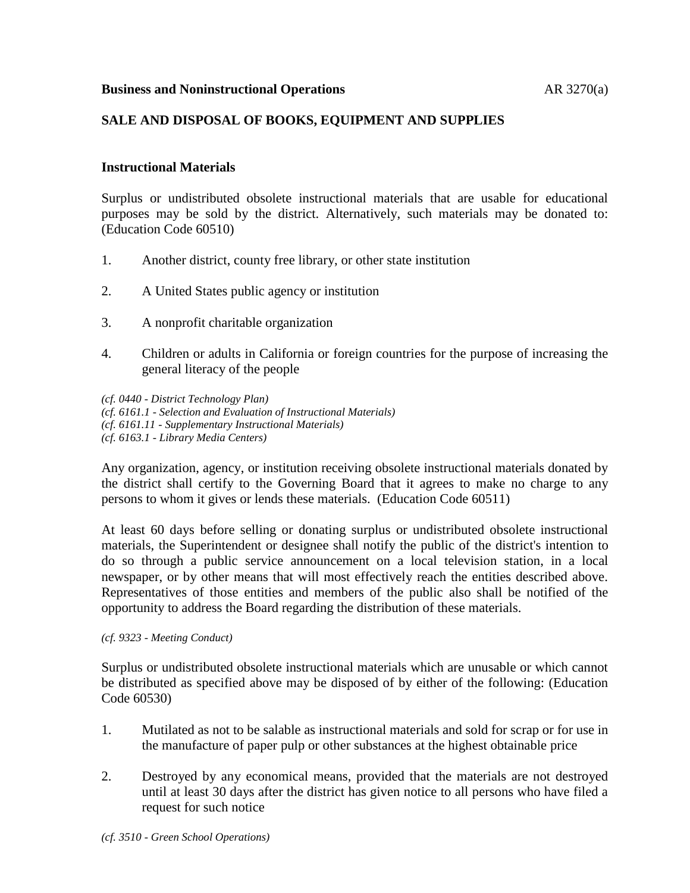**Business and Noninstructional Operations** AR 3270(a)

**SALE AND DISPOSAL OF BOOKS, EQUIPMENT AND SUPPLIES**

**Instructional Materials**

Surplus or undistributed obsolete instructional materials that are usable for educational purposes may be sold by the district. Alternatively, such materials may be donated to: (Education Code 60510)

1. Another district, county free library, or other state institution

2. A United States public agency or institution

3. A nonprofit charitable organization

4. Children or adults in California or foreign countries for the purpose of increasing the general literacy of the people

*(cf. 0440 - District Technology Plan)*
*(cf. 6161.1 - Selection and Evaluation of Instructional Materials)*
*(cf. 6161.11 - Supplementary Instructional Materials)*
*(cf. 6163.1 - Library Media Centers)*

Any organization, agency, or institution receiving obsolete instructional materials donated by the district shall certify to the Governing Board that it agrees to make no charge to any persons to whom it gives or lends these materials. (Education Code 60511)

At least 60 days before selling or donating surplus or undistributed obsolete instructional materials, the Superintendent or designee shall notify the public of the district's intention to do so through a public service announcement on a local television station, in a local newspaper, or by other means that will most effectively reach the entities described above. Representatives of those entities and members of the public also shall be notified of the opportunity to address the Board regarding the distribution of these materials.

*(cf. 9323 - Meeting Conduct)*

Surplus or undistributed obsolete instructional materials which are unusable or which cannot be distributed as specified above may be disposed of by either of the following: (Education Code 60530)

1. Mutilated as not to be salable as instructional materials and sold for scrap or for use in the manufacture of paper pulp or other substances at the highest obtainable price

2. Destroyed by any economical means, provided that the materials are not destroyed until at least 30 days after the district has given notice to all persons who have filed a request for such notice

*(cf. 3510 - Green School Operations)*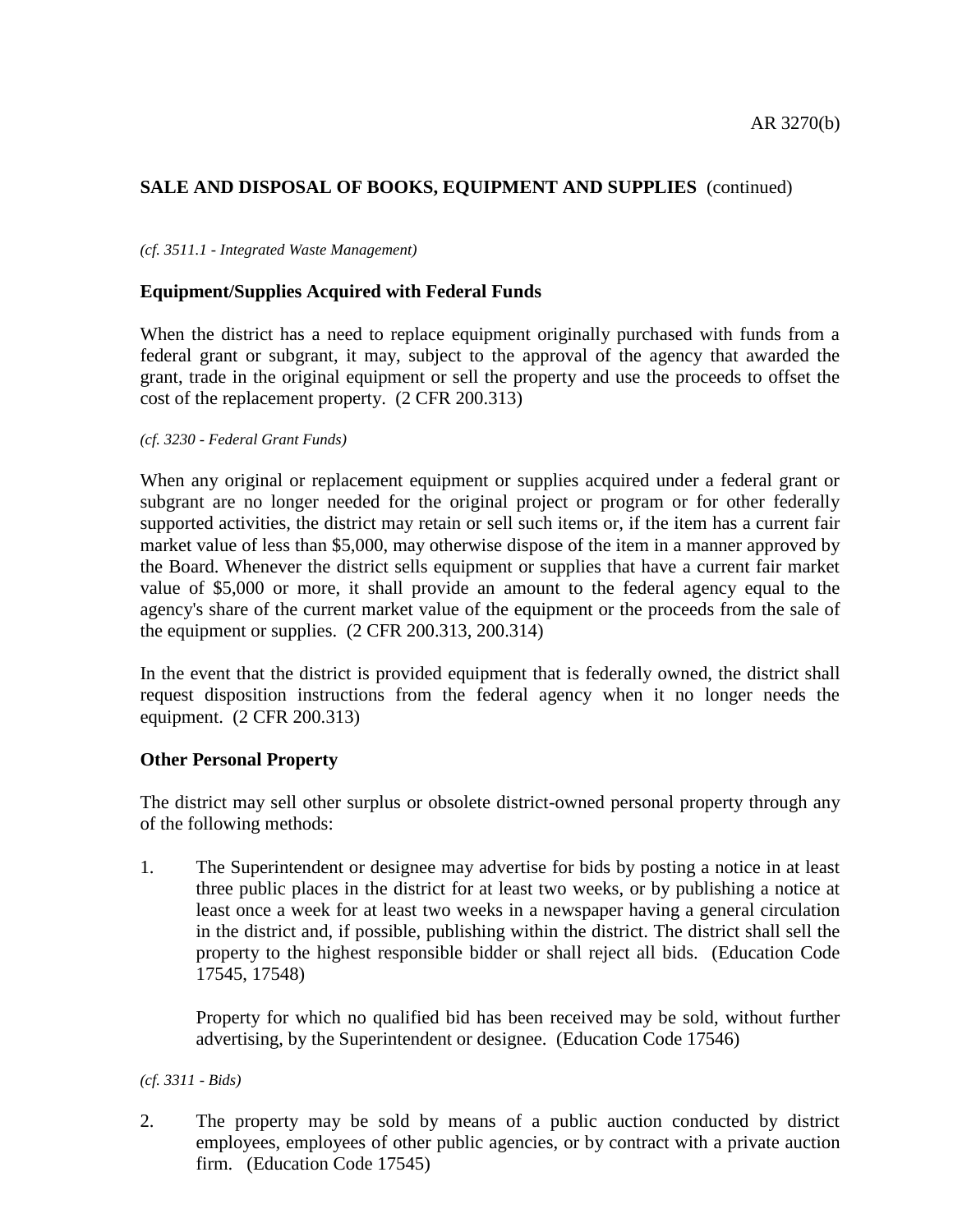**SALE AND DISPOSAL OF BOOKS, EQUIPMENT AND SUPPLIES** (continued)

*(cf. 3511.1 - Integrated Waste Management)*

### Equipment/Supplies Acquired with Federal Funds

When the district has a need to replace equipment originally purchased with funds from a federal grant or subgrant, it may, subject to the approval of the agency that awarded the grant, trade in the original equipment or sell the property and use the proceeds to offset the cost of the replacement property. (2 CFR 200.313)

*(cf. 3230 - Federal Grant Funds)*

When any original or replacement equipment or supplies acquired under a federal grant or subgrant are no longer needed for the original project or program or for other federally supported activities, the district may retain or sell such items or, if the item has a current fair market value of less than $5,000, may otherwise dispose of the item in a manner approved by the Board. Whenever the district sells equipment or supplies that have a current fair market value of $5,000 or more, it shall provide an amount to the federal agency equal to the agency's share of the current market value of the equipment or the proceeds from the sale of the equipment or supplies. (2 CFR 200.313, 200.314)

In the event that the district is provided equipment that is federally owned, the district shall request disposition instructions from the federal agency when it no longer needs the equipment. (2 CFR 200.313)

### Other Personal Property

The district may sell other surplus or obsolete district-owned personal property through any of the following methods:

1. The Superintendent or designee may advertise for bids by posting a notice in at least three public places in the district for at least two weeks, or by publishing a notice at least once a week for at least two weeks in a newspaper having a general circulation in the district and, if possible, publishing within the district. The district shall sell the property to the highest responsible bidder or shall reject all bids. (Education Code 17545, 17548)

   Property for which no qualified bid has been received may be sold, without further advertising, by the Superintendent or designee. (Education Code 17546)

*(cf. 3311 - Bids)*

2. The property may be sold by means of a public auction conducted by district employees, employees of other public agencies, or by contract with a private auction firm. (Education Code 17545)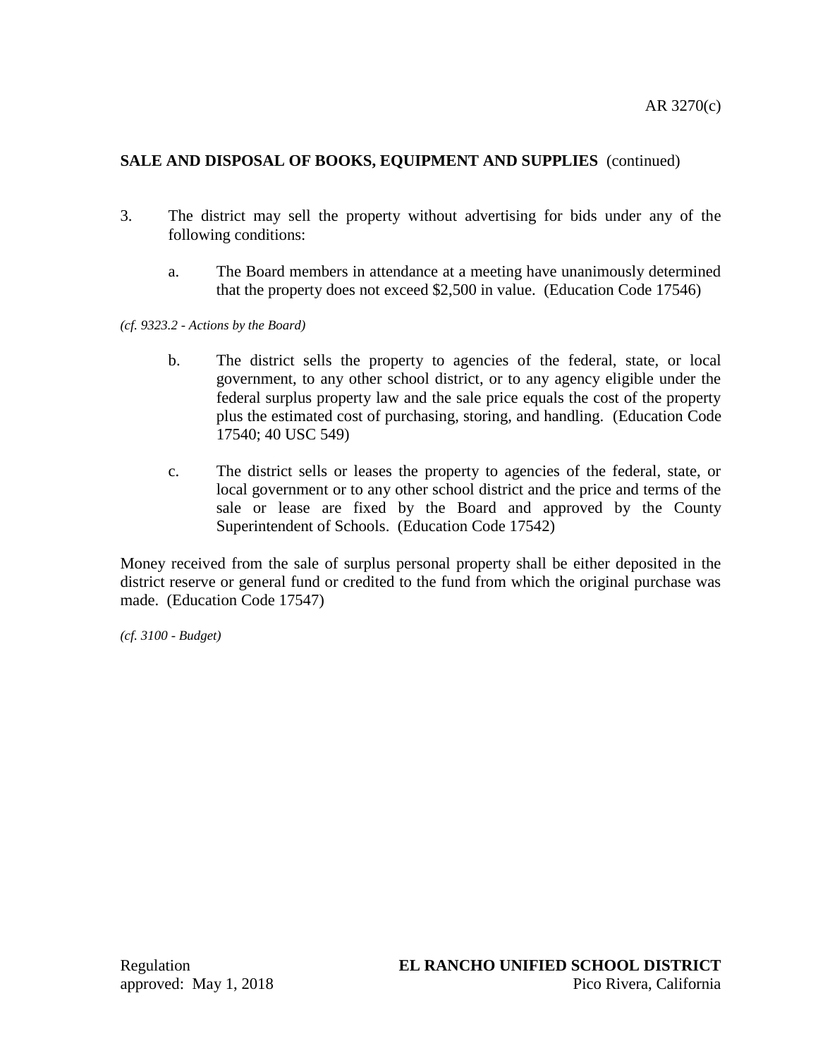**SALE AND DISPOSAL OF BOOKS, EQUIPMENT AND SUPPLIES** (continued)

3. The district may sell the property without advertising for bids under any of the following conditions:

   a. The Board members in attendance at a meeting have unanimously determined that the property does not exceed $2,500 in value. (Education Code 17546)

*(cf. 9323.2 - Actions by the Board)*

   b. The district sells the property to agencies of the federal, state, or local government, to any other school district, or to any agency eligible under the federal surplus property law and the sale price equals the cost of the property plus the estimated cost of purchasing, storing, and handling. (Education Code 17540; 40 USC 549)

   c. The district sells or leases the property to agencies of the federal, state, or local government or to any other school district and the price and terms of the sale or lease are fixed by the Board and approved by the County Superintendent of Schools. (Education Code 17542)

Money received from the sale of surplus personal property shall be either deposited in the district reserve or general fund or credited to the fund from which the original purchase was made. (Education Code 17547)

*(cf. 3100 - Budget)*

Regulation
approved: May 1, 2018

**EL RANCHO UNIFIED SCHOOL DISTRICT**
Pico Rivera, California